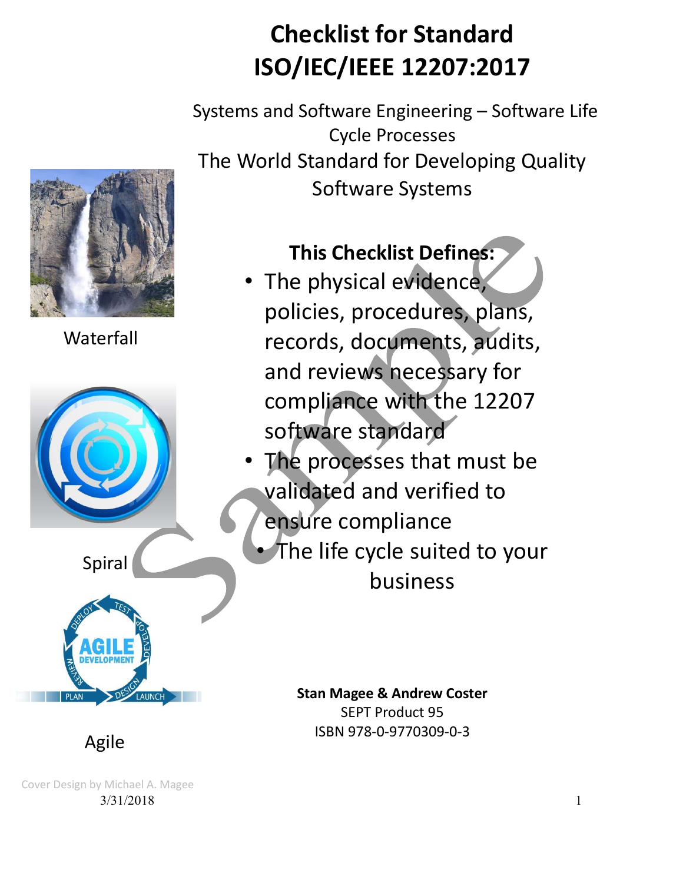# Checklist for Standard ISO/IEC/IEEE 12207:2017

Systems and Software Engineering – Software Life Cycle Processes

The World Standard for Developing Quality Software Systems

Waterfall

Spiral

Agile

**This Checklist Defines:**

- The physical evidence, policies, procedures, plans, records, documents, audits, and reviews necessary for compliance with the 12207 software standard
- The processes that must be validated and verified to ensure compliance
- The life cycle suited to your business

**Stan Magee & Andrew Coster**

SEPT Product 95

ISBN 978-0-9770309-0-3

Cover Design by Michael A. Magee

3/31/2018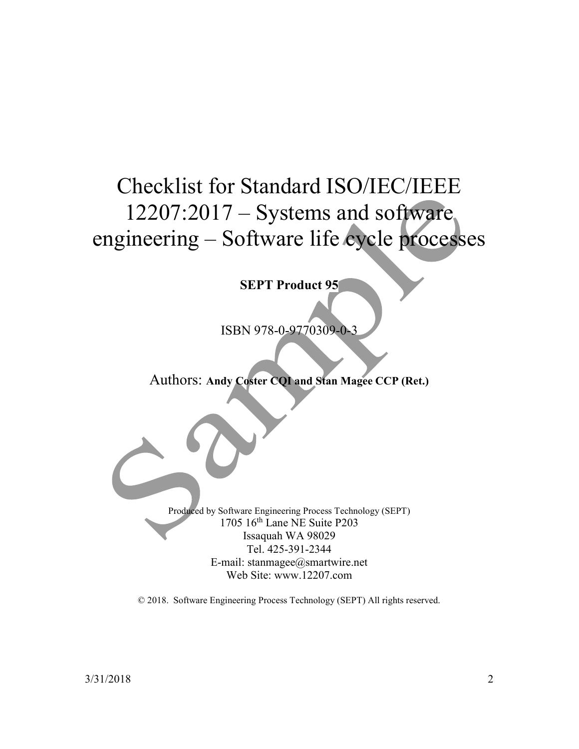# Checklist for Standard ISO/IEC/IEEE 12207:2017 – Systems and software engineering – Software life cycle processes

**SEPT Product 95**

ISBN 978-0-9770309-0-3

Authors: **Andy Coster CQI and Stan Magee CCP (Ret.)**

Produced by Software Engineering Process Technology (SEPT)
1705 16th Lane NE Suite P203
Issaquah WA 98029
Tel. 425-391-2344
E-mail: stanmagee@smartwire.net
Web Site: www.12207.com

© 2018. Software Engineering Process Technology (SEPT) All rights reserved.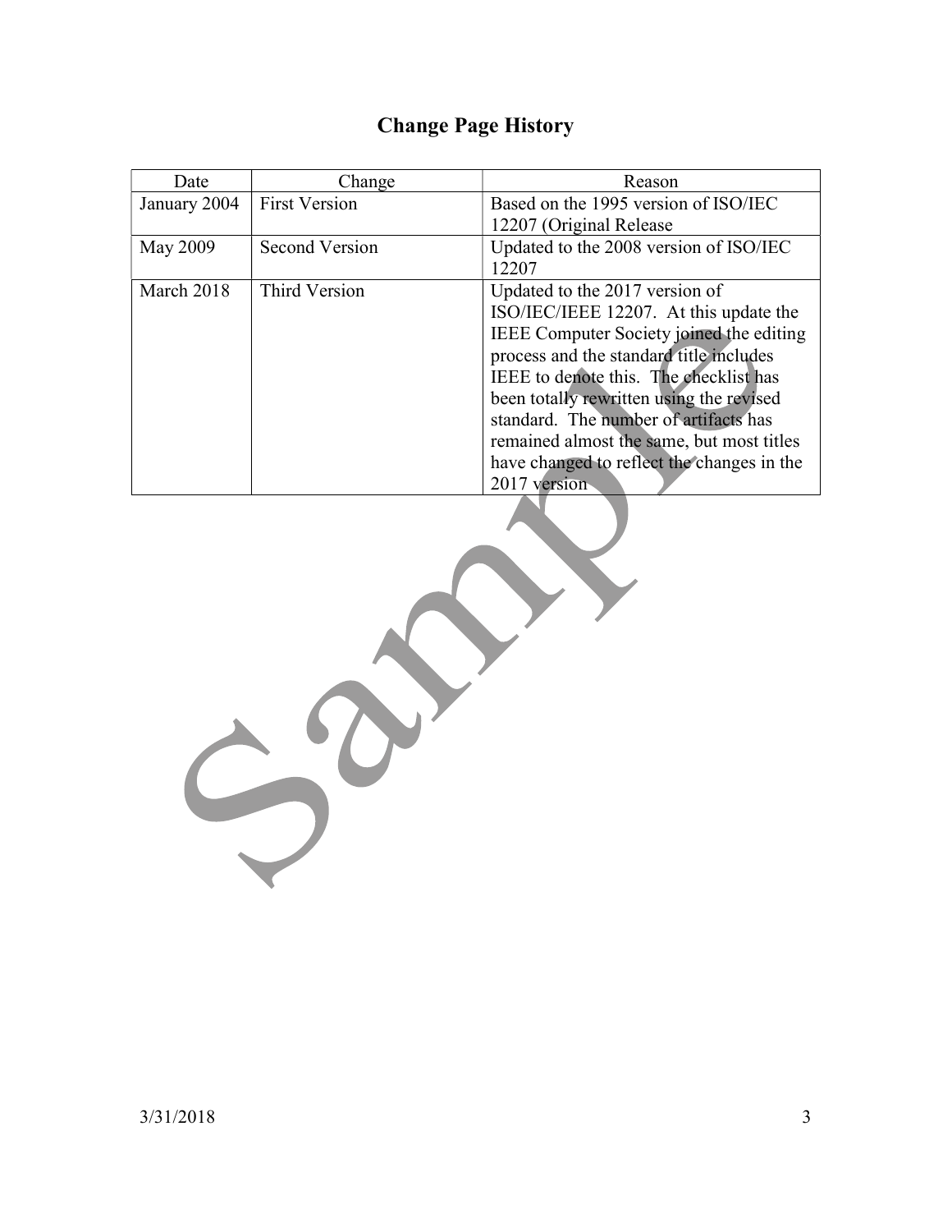# Change Page History

| Date | Change | Reason |
|---|---|---|
| January 2004 | First Version | Based on the 1995 version of ISO/IEC 12207 (Original Release |
| May 2009 | Second Version | Updated to the 2008 version of ISO/IEC 12207 |
| March 2018 | Third Version | Updated to the 2017 version of ISO/IEC/IEEE 12207. At this update the IEEE Computer Society joined the editing process and the standard title includes IEEE to denote this. The checklist has been totally rewritten using the revised standard. The number of artifacts has remained almost the same, but most titles have changed to reflect the changes in the 2017 version |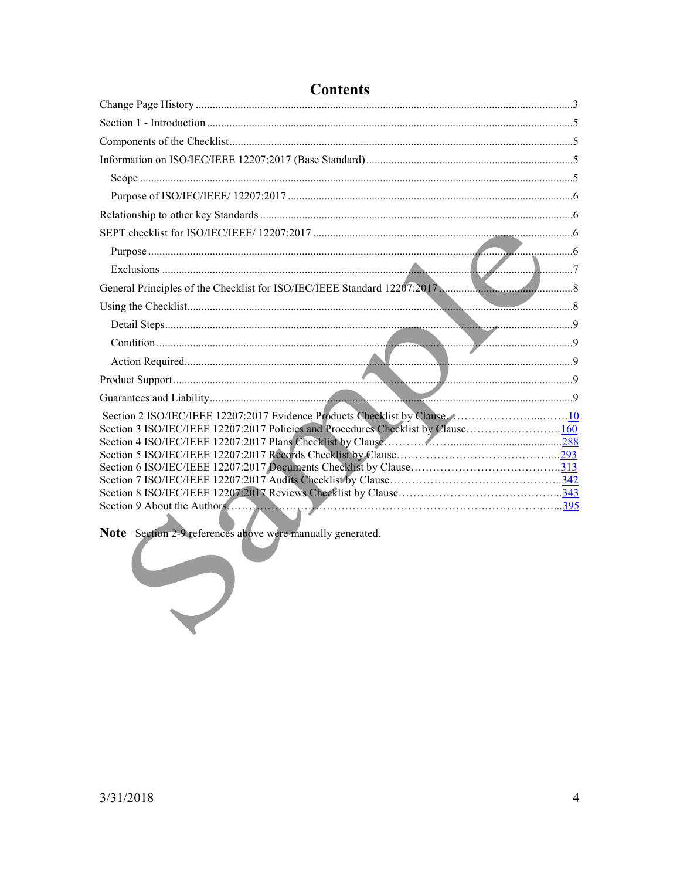# Contents

Change Page History .....................................................................................................................3

Section 1 - Introduction .................................................................................................................5

Components of the Checklist.........................................................................................................5

Information on ISO/IEC/IEEE 12207:2017 (Base Standard) .........................................................5

Scope .........................................................................................................................................5

Purpose of ISO/IEC/IEEE/ 12207:2017 ....................................................................................6

Relationship to other key Standards ..............................................................................................6

SEPT checklist for ISO/IEC/IEEE/ 12207:2017 ...........................................................................6

Purpose ......................................................................................................................................6

Exclusions ................................................................................................................................7

General Principles of the Checklist for ISO/IEC/IEEE Standard 12207:2017 ..............................8

Using the Checklist.........................................................................................................................8

Detail Steps................................................................................................................................9

Condition ...................................................................................................................................9

Action Required.........................................................................................................................9

Product Support ..............................................................................................................................9

Guarantees and Liability.................................................................................................................9

Section 2 ISO/IEC/IEEE 12207:2017 Evidence Products Checklist by Clause……………………...…….10
Section 3 ISO/IEC/IEEE 12207:2017 Policies and Procedures Checklist by Clause……………………..160
Section 4 ISO/IEC/IEEE 12207:2017 Plans Checklist by Clause………………........................................288
Section 5 ISO/IEC/IEEE 12207:2017 Records Checklist by Clause……………………………………...293
Section 6 ISO/IEC/IEEE 12207:2017 Documents Checklist by Clause…………………………………..313
Section 7 ISO/IEC/IEEE 12207:2017 Audits Checklist by Clause………………………………………..342
Section 8 ISO/IEC/IEEE 12207:2017 Reviews Checklist by Clause……………………………………...343
Section 9 About the Authors……………………………………………………………………………...395

**Note** –Section 2-9 references above were manually generated.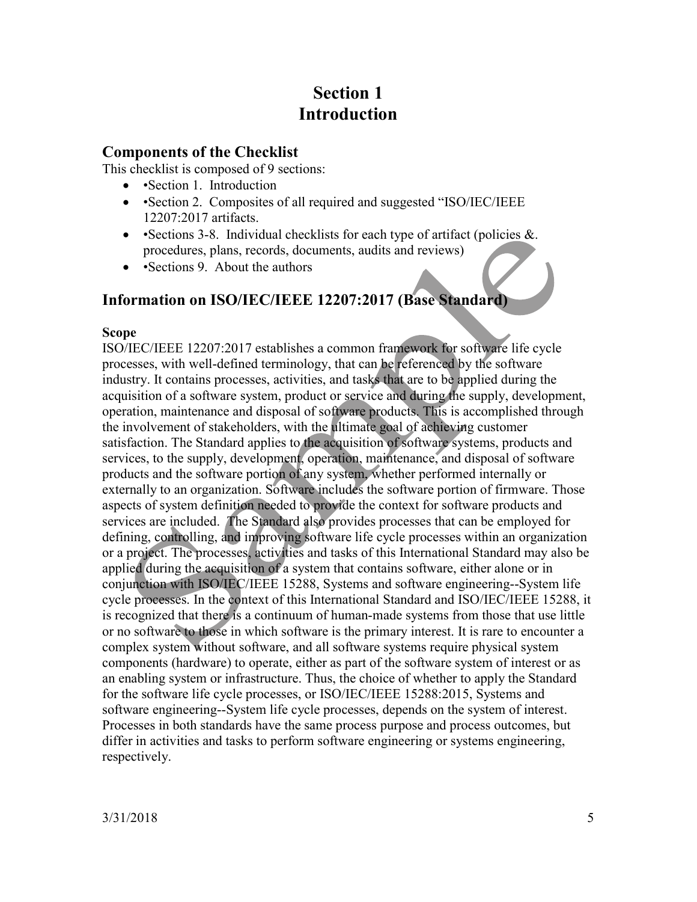# Section 1
# Introduction

## Components of the Checklist

This checklist is composed of 9 sections:

- •Section 1. Introduction
- •Section 2. Composites of all required and suggested "ISO/IEC/IEEE 12207:2017 artifacts.
- •Sections 3-8. Individual checklists for each type of artifact (policies &. procedures, plans, records, documents, audits and reviews)
- •Sections 9. About the authors

## Information on ISO/IEC/IEEE 12207:2017 (Base Standard)

**Scope**

ISO/IEC/IEEE 12207:2017 establishes a common framework for software life cycle processes, with well-defined terminology, that can be referenced by the software industry. It contains processes, activities, and tasks that are to be applied during the acquisition of a software system, product or service and during the supply, development, operation, maintenance and disposal of software products. This is accomplished through the involvement of stakeholders, with the ultimate goal of achieving customer satisfaction. The Standard applies to the acquisition of software systems, products and services, to the supply, development, operation, maintenance, and disposal of software products and the software portion of any system, whether performed internally or externally to an organization. Software includes the software portion of firmware. Those aspects of system definition needed to provide the context for software products and services are included. The Standard also provides processes that can be employed for defining, controlling, and improving software life cycle processes within an organization or a project. The processes, activities and tasks of this International Standard may also be applied during the acquisition of a system that contains software, either alone or in conjunction with ISO/IEC/IEEE 15288, Systems and software engineering--System life cycle processes. In the context of this International Standard and ISO/IEC/IEEE 15288, it is recognized that there is a continuum of human-made systems from those that use little or no software to those in which software is the primary interest. It is rare to encounter a complex system without software, and all software systems require physical system components (hardware) to operate, either as part of the software system of interest or as an enabling system or infrastructure. Thus, the choice of whether to apply the Standard for the software life cycle processes, or ISO/IEC/IEEE 15288:2015, Systems and software engineering--System life cycle processes, depends on the system of interest. Processes in both standards have the same process purpose and process outcomes, but differ in activities and tasks to perform software engineering or systems engineering, respectively.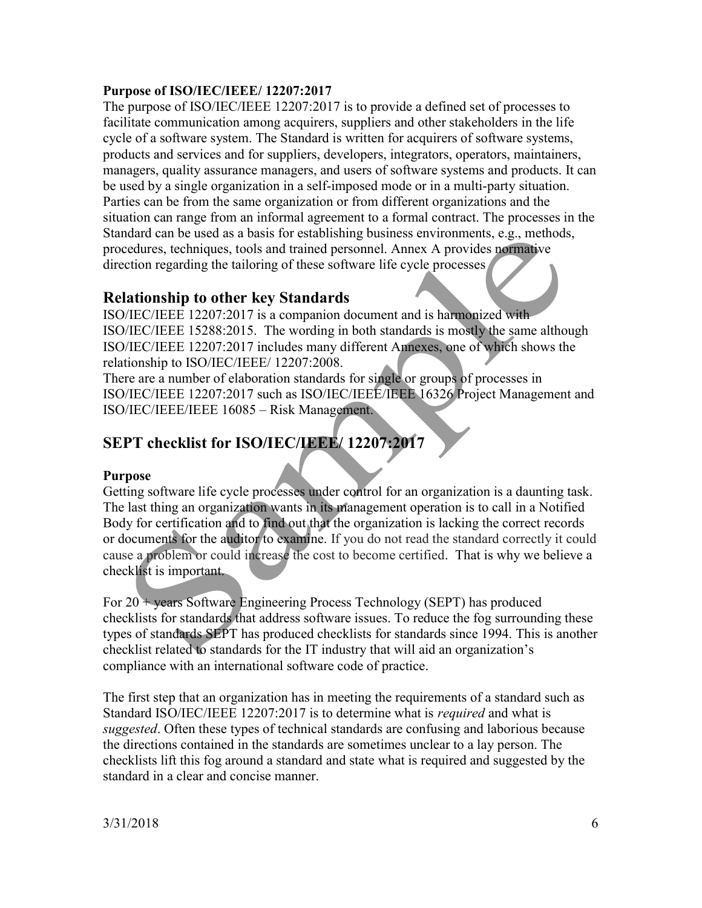**Purpose of ISO/IEC/IEEE/ 12207:2017**

The purpose of ISO/IEC/IEEE 12207:2017 is to provide a defined set of processes to facilitate communication among acquirers, suppliers and other stakeholders in the life cycle of a software system. The Standard is written for acquirers of software systems, products and services and for suppliers, developers, integrators, operators, maintainers, managers, quality assurance managers, and users of software systems and products. It can be used by a single organization in a self-imposed mode or in a multi-party situation. Parties can be from the same organization or from different organizations and the situation can range from an informal agreement to a formal contract. The processes in the Standard can be used as a basis for establishing business environments, e.g., methods, procedures, techniques, tools and trained personnel. Annex A provides normative direction regarding the tailoring of these software life cycle processes

## Relationship to other key Standards

ISO/IEC/IEEE 12207:2017 is a companion document and is harmonized with ISO/IEC/IEEE 15288:2015. The wording in both standards is mostly the same although ISO/IEC/IEEE 12207:2017 includes many different Annexes, one of which shows the relationship to ISO/IEC/IEEE/ 12207:2008.

There are a number of elaboration standards for single or groups of processes in ISO/IEC/IEEE 12207:2017 such as ISO/IEC/IEEE/IEEE 16326 Project Management and ISO/IEC/IEEE/IEEE 16085 – Risk Management.

## SEPT checklist for ISO/IEC/IEEE/ 12207:2017

**Purpose**

Getting software life cycle processes under control for an organization is a daunting task. The last thing an organization wants in its management operation is to call in a Notified Body for certification and to find out that the organization is lacking the correct records or documents for the auditor to examine. If you do not read the standard correctly it could cause a problem or could increase the cost to become certified. That is why we believe a checklist is important.

For 20 + years Software Engineering Process Technology (SEPT) has produced checklists for standards that address software issues. To reduce the fog surrounding these types of standards SEPT has produced checklists for standards since 1994. This is another checklist related to standards for the IT industry that will aid an organization's compliance with an international software code of practice.

The first step that an organization has in meeting the requirements of a standard such as Standard ISO/IEC/IEEE 12207:2017 is to determine what is *required* and what is *suggested*. Often these types of technical standards are confusing and laborious because the directions contained in the standards are sometimes unclear to a lay person. The checklists lift this fog around a standard and state what is required and suggested by the standard in a clear and concise manner.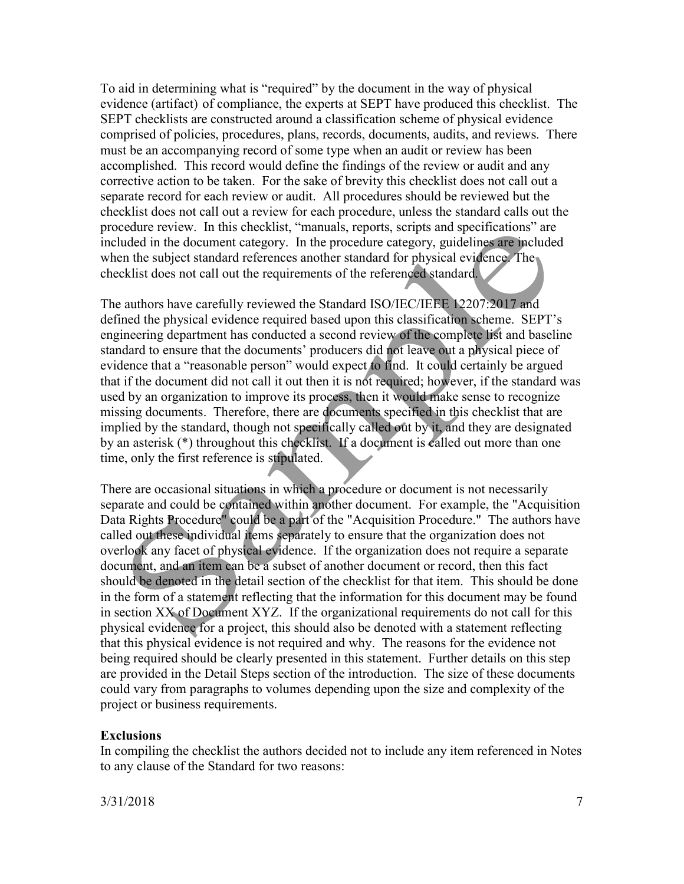To aid in determining what is "required" by the document in the way of physical evidence (artifact) of compliance, the experts at SEPT have produced this checklist. The SEPT checklists are constructed around a classification scheme of physical evidence comprised of policies, procedures, plans, records, documents, audits, and reviews. There must be an accompanying record of some type when an audit or review has been accomplished. This record would define the findings of the review or audit and any corrective action to be taken. For the sake of brevity this checklist does not call out a separate record for each review or audit. All procedures should be reviewed but the checklist does not call out a review for each procedure, unless the standard calls out the procedure review. In this checklist, "manuals, reports, scripts and specifications" are included in the document category. In the procedure category, guidelines are included when the subject standard references another standard for physical evidence. The checklist does not call out the requirements of the referenced standard.

The authors have carefully reviewed the Standard ISO/IEC/IEEE 12207:2017 and defined the physical evidence required based upon this classification scheme. SEPT's engineering department has conducted a second review of the complete list and baseline standard to ensure that the documents' producers did not leave out a physical piece of evidence that a "reasonable person" would expect to find. It could certainly be argued that if the document did not call it out then it is not required; however, if the standard was used by an organization to improve its process, then it would make sense to recognize missing documents. Therefore, there are documents specified in this checklist that are implied by the standard, though not specifically called out by it, and they are designated by an asterisk (*) throughout this checklist. If a document is called out more than one time, only the first reference is stipulated.

There are occasional situations in which a procedure or document is not necessarily separate and could be contained within another document. For example, the "Acquisition Data Rights Procedure" could be a part of the "Acquisition Procedure." The authors have called out these individual items separately to ensure that the organization does not overlook any facet of physical evidence. If the organization does not require a separate document, and an item can be a subset of another document or record, then this fact should be denoted in the detail section of the checklist for that item. This should be done in the form of a statement reflecting that the information for this document may be found in section XX of Document XYZ. If the organizational requirements do not call for this physical evidence for a project, this should also be denoted with a statement reflecting that this physical evidence is not required and why. The reasons for the evidence not being required should be clearly presented in this statement. Further details on this step are provided in the Detail Steps section of the introduction. The size of these documents could vary from paragraphs to volumes depending upon the size and complexity of the project or business requirements.

**Exclusions**

In compiling the checklist the authors decided not to include any item referenced in Notes to any clause of the Standard for two reasons: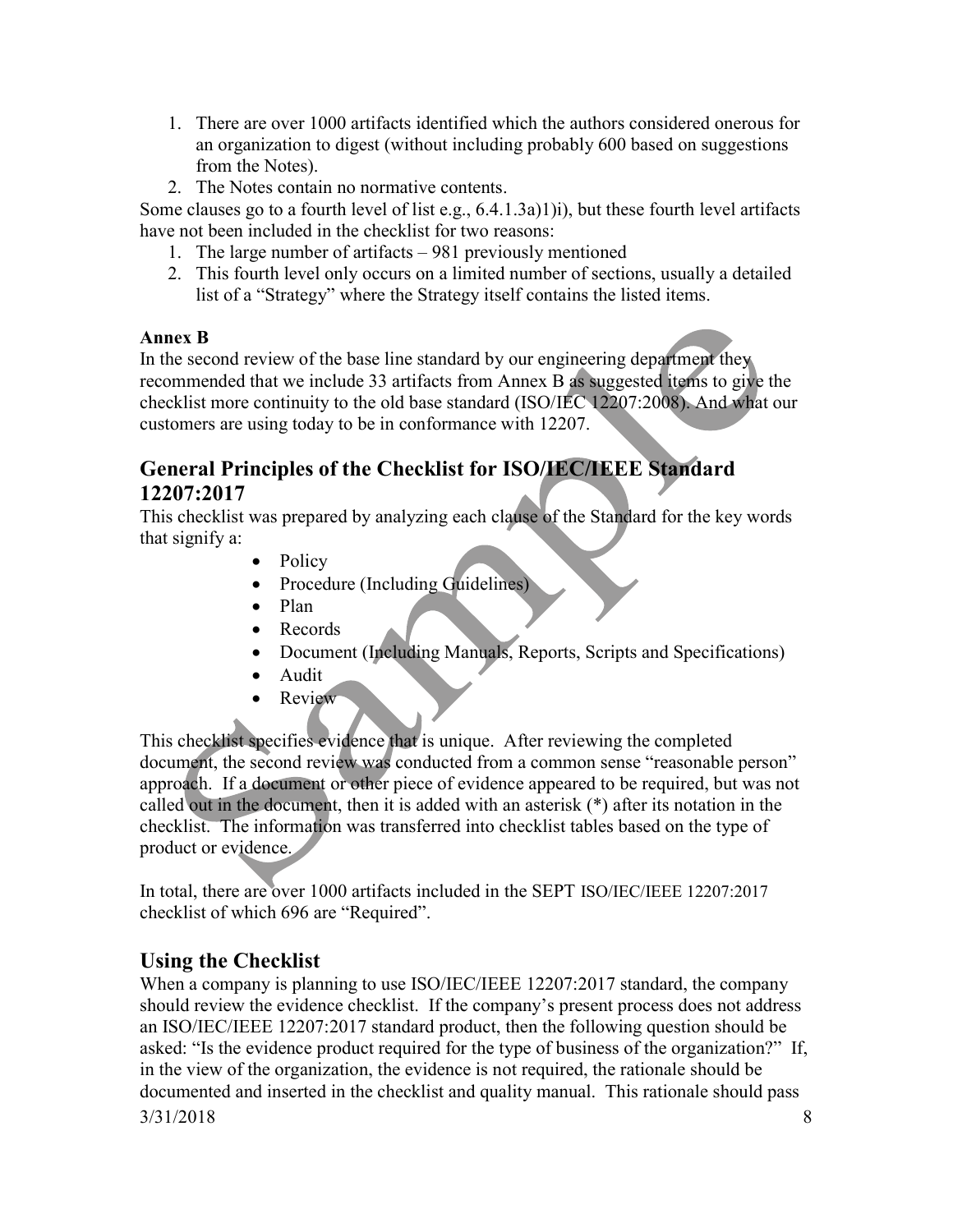1. There are over 1000 artifacts identified which the authors considered onerous for an organization to digest (without including probably 600 based on suggestions from the Notes).
2. The Notes contain no normative contents.

Some clauses go to a fourth level of list e.g., 6.4.1.3a)1)i), but these fourth level artifacts have not been included in the checklist for two reasons:

1. The large number of artifacts – 981 previously mentioned
2. This fourth level only occurs on a limited number of sections, usually a detailed list of a "Strategy" where the Strategy itself contains the listed items.

**Annex B**

In the second review of the base line standard by our engineering department they recommended that we include 33 artifacts from Annex B as suggested items to give the checklist more continuity to the old base standard (ISO/IEC 12207:2008). And what our customers are using today to be in conformance with 12207.

## General Principles of the Checklist for ISO/IEC/IEEE Standard 12207:2017

This checklist was prepared by analyzing each clause of the Standard for the key words that signify a:

- Policy
- Procedure (Including Guidelines)
- Plan
- Records
- Document (Including Manuals, Reports, Scripts and Specifications)
- Audit
- Review

This checklist specifies evidence that is unique. After reviewing the completed document, the second review was conducted from a common sense "reasonable person" approach. If a document or other piece of evidence appeared to be required, but was not called out in the document, then it is added with an asterisk (*) after its notation in the checklist. The information was transferred into checklist tables based on the type of product or evidence.

In total, there are over 1000 artifacts included in the SEPT ISO/IEC/IEEE 12207:2017 checklist of which 696 are "Required".

## Using the Checklist

When a company is planning to use ISO/IEC/IEEE 12207:2017 standard, the company should review the evidence checklist. If the company's present process does not address an ISO/IEC/IEEE 12207:2017 standard product, then the following question should be asked: "Is the evidence product required for the type of business of the organization?" If, in the view of the organization, the evidence is not required, the rationale should be documented and inserted in the checklist and quality manual. This rationale should pass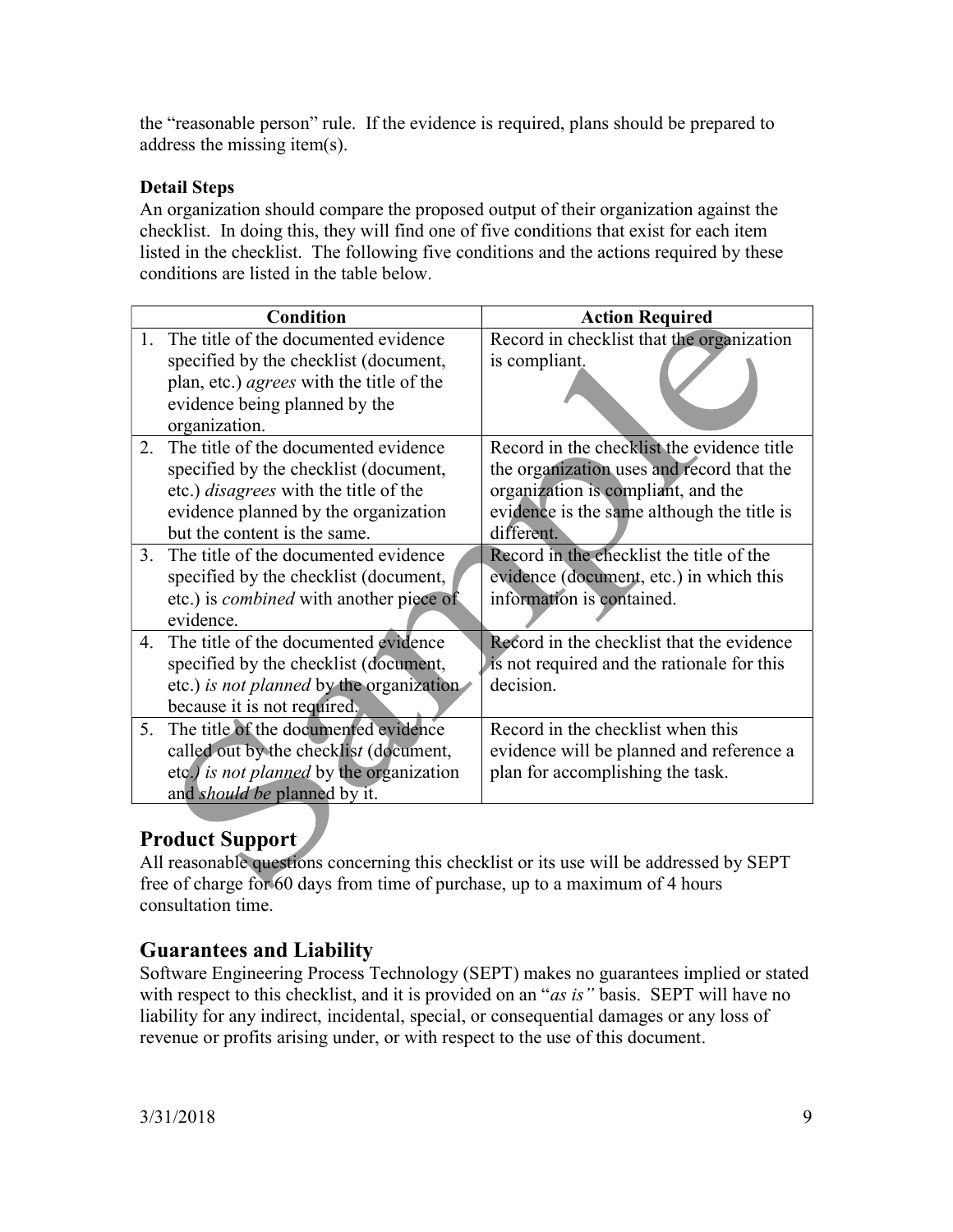the "reasonable person" rule. If the evidence is required, plans should be prepared to address the missing item(s).

**Detail Steps**

An organization should compare the proposed output of their organization against the checklist. In doing this, they will find one of five conditions that exist for each item listed in the checklist. The following five conditions and the actions required by these conditions are listed in the table below.

| Condition | Action Required |
|---|---|
| 1. The title of the documented evidence specified by the checklist (document, plan, etc.) *agrees* with the title of the evidence being planned by the organization. | Record in checklist that the organization is compliant. |
| 2. The title of the documented evidence specified by the checklist (document, etc.) *disagrees* with the title of the evidence planned by the organization but the content is the same. | Record in the checklist the evidence title the organization uses and record that the organization is compliant, and the evidence is the same although the title is different. |
| 3. The title of the documented evidence specified by the checklist (document, etc.) is *combined* with another piece of evidence. | Record in the checklist the title of the evidence (document, etc.) in which this information is contained. |
| 4. The title of the documented evidence specified by the checklist (document, etc.) *is not planned* by the organization because it is not required. | Record in the checklist that the evidence is not required and the rationale for this decision. |
| 5. The title of the documented evidence called out by the checklist (document, etc.) *is not planned* by the organization and *should be* planned by it. | Record in the checklist when this evidence will be planned and reference a plan for accomplishing the task. |

## Product Support

All reasonable questions concerning this checklist or its use will be addressed by SEPT free of charge for 60 days from time of purchase, up to a maximum of 4 hours consultation time.

## Guarantees and Liability

Software Engineering Process Technology (SEPT) makes no guarantees implied or stated with respect to this checklist, and it is provided on an "*as is"* basis. SEPT will have no liability for any indirect, incidental, special, or consequential damages or any loss of revenue or profits arising under, or with respect to the use of this document.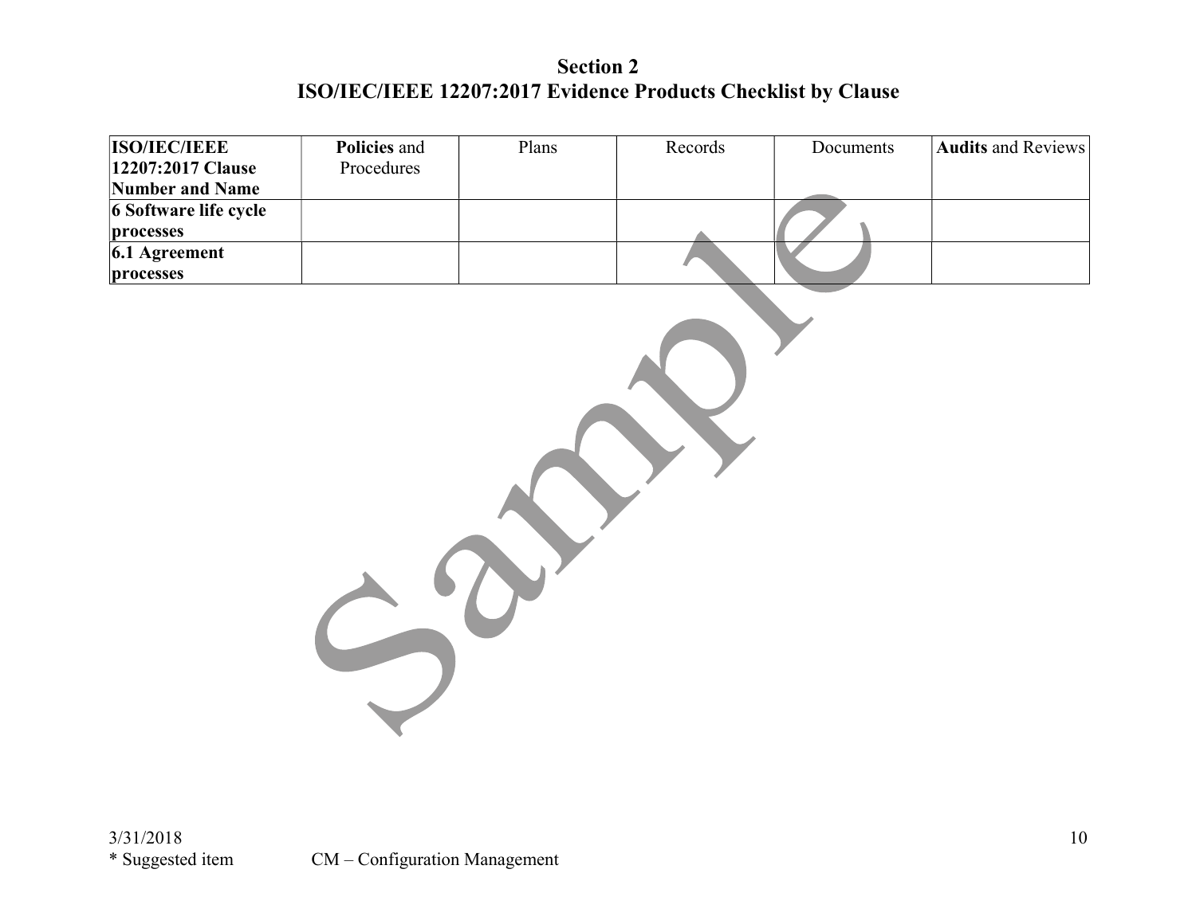## Section 2
## ISO/IEC/IEEE 12207:2017 Evidence Products Checklist by Clause

| **ISO/IEC/IEEE 12207:2017 Clause Number and Name** | **Policies** and Procedures | Plans | Records | Documents | **Audits** and Reviews |
|---|---|---|---|---|---|
| **6 Software life cycle processes** | | | | | |
| **6.1 Agreement processes** | | | | | |

\* Suggested item CM – Configuration Management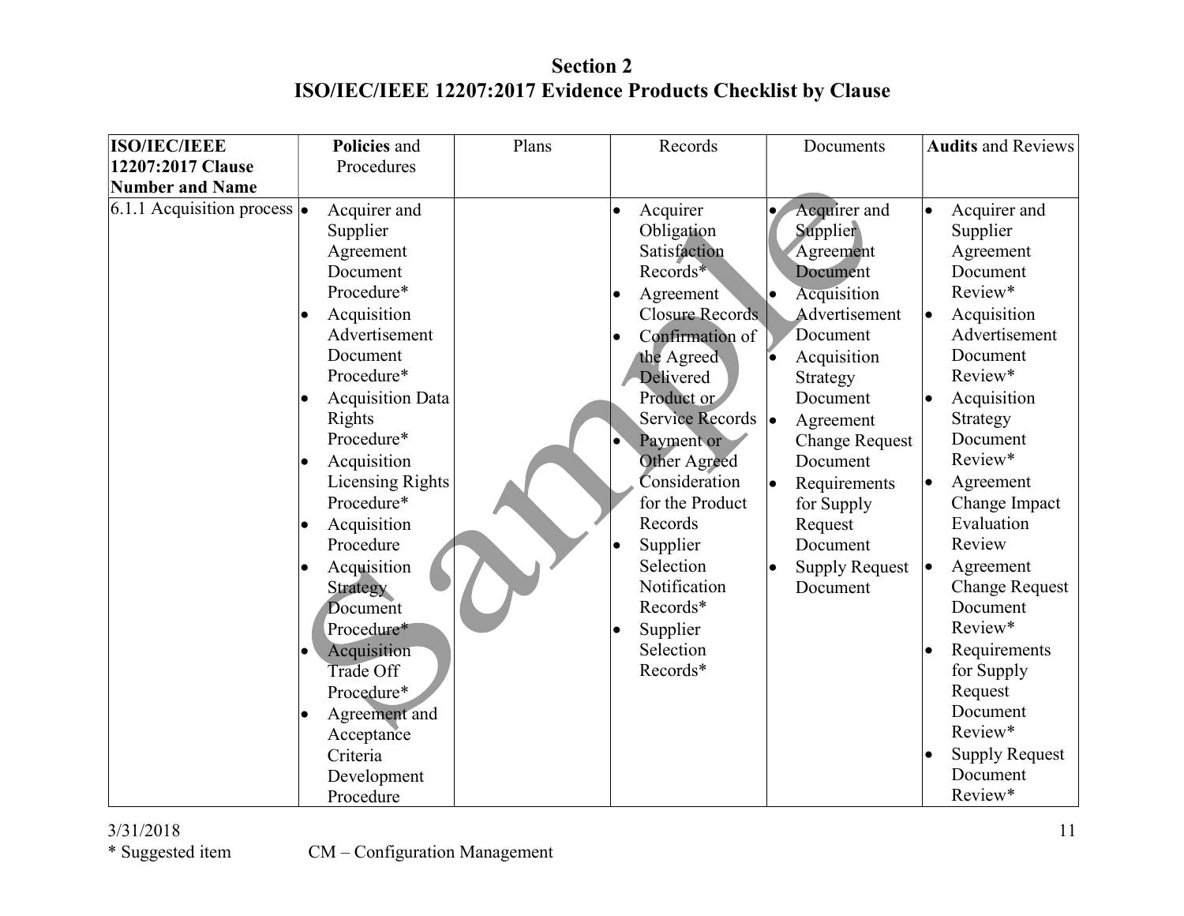## Section 2
## ISO/IEC/IEEE 12207:2017 Evidence Products Checklist by Clause

| ISO/IEC/IEEE 12207:2017 Clause Number and Name | Policies and Procedures | Plans | Records | Documents | Audits and Reviews |
|---|---|---|---|---|---|
| 6.1.1 Acquisition process | • Acquirer and Supplier Agreement Document Procedure*<br>• Acquisition Advertisement Document Procedure*<br>• Acquisition Data Rights Procedure*<br>• Acquisition Licensing Rights Procedure*<br>• Acquisition Procedure<br>• Acquisition Strategy Document Procedure*<br>• Acquisition Trade Off Procedure*<br>• Agreement and Acceptance Criteria Development Procedure | | • Acquirer Obligation Satisfaction Records*<br>• Agreement Closure Records<br>• Confirmation of the Agreed Delivered Product or Service Records<br>• Payment or Other Agreed Consideration for the Product Records<br>• Supplier Selection Notification Records*<br>• Supplier Selection Records* | • Acquirer and Supplier Agreement Document<br>• Acquisition Advertisement Document<br>• Acquisition Strategy Document<br>• Agreement Change Request Document<br>• Requirements for Supply Request Document<br>• Supply Request Document | • Acquirer and Supplier Agreement Document Review*<br>• Acquisition Advertisement Document Review*<br>• Acquisition Strategy Document Review*<br>• Agreement Change Impact Evaluation Review<br>• Agreement Change Request Document Review*<br>• Requirements for Supply Request Document Review*<br>• Supply Request Document Review* |

\* Suggested item

CM – Configuration Management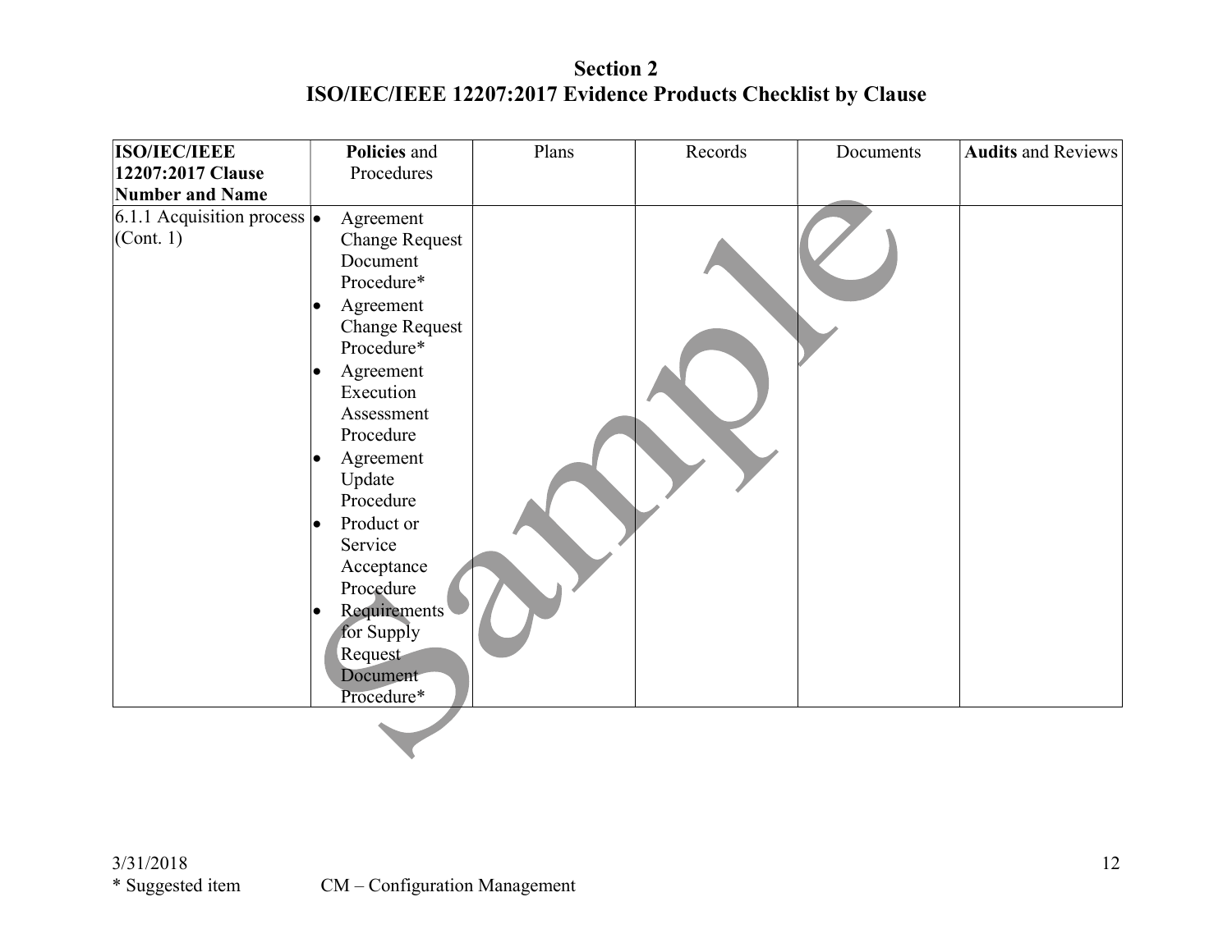# Section 2
# ISO/IEC/IEEE 12207:2017 Evidence Products Checklist by Clause

| **ISO/IEC/IEEE 12207:2017 Clause Number and Name** | **Policies** and Procedures | Plans | Records | Documents | **Audits** and Reviews |
|---|---|---|---|---|---|
| 6.1.1 Acquisition process (Cont. 1) | • Agreement Change Request Document Procedure*<br>• Agreement Change Request Procedure*<br>• Agreement Execution Assessment Procedure<br>• Agreement Update Procedure<br>• Product or Service Acceptance Procedure<br>• Requirements for Supply Request Document Procedure* | | | | |

3/31/2018
* Suggested item CM – Configuration Management